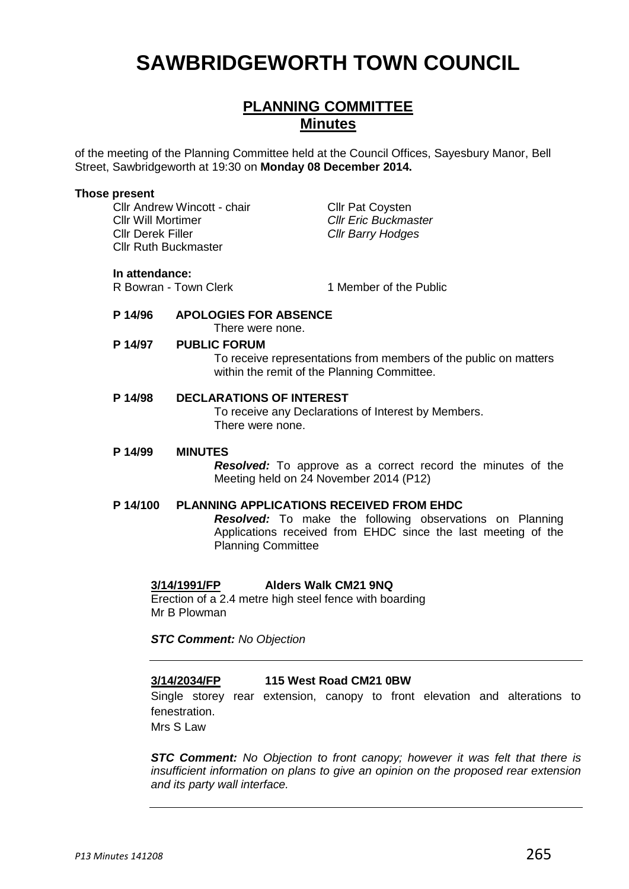# SAWBRIDGEWORTH TOWN COUNCIL

## PLANNING COMMITTEE
## Minutes

of the meeting of the Planning Committee held at the Council Offices, Sayesbury Manor, Bell Street, Sawbridgeworth at 19:30 on **Monday 08 December 2014.**

**Those present**

Cllr Andrew Wincott - chair
Cllr Will Mortimer
Cllr Derek Filler
Cllr Ruth Buckmaster
Cllr Pat Coysten
*Cllr Eric Buckmaster*
*Cllr Barry Hodges*

**In attendance:**

R Bowran - Town Clerk
1 Member of the Public

**P 14/96 APOLOGIES FOR ABSENCE**

There were none.

**P 14/97 PUBLIC FORUM**

To receive representations from members of the public on matters within the remit of the Planning Committee.

**P 14/98 DECLARATIONS OF INTEREST**

To receive any Declarations of Interest by Members.
There were none.

**P 14/99 MINUTES**

***Resolved:*** To approve as a correct record the minutes of the Meeting held on 24 November 2014 (P12)

**P 14/100 PLANNING APPLICATIONS RECEIVED FROM EHDC**

***Resolved:*** To make the following observations on Planning Applications received from EHDC since the last meeting of the Planning Committee

**3/14/1991/FP** **Alders Walk CM21 9NQ**

Erection of a 2.4 metre high steel fence with boarding
Mr B Plowman

***STC Comment:*** *No Objection*

---

**3/14/2034/FP** **115 West Road CM21 0BW**

Single storey rear extension, canopy to front elevation and alterations to fenestration.
Mrs S Law

***STC Comment:*** *No Objection to front canopy; however it was felt that there is insufficient information on plans to give an opinion on the proposed rear extension and its party wall interface.*

---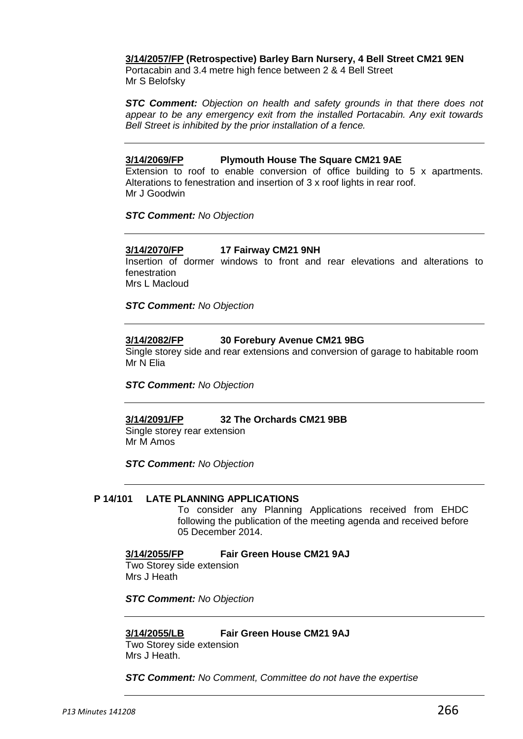**3/14/2057/FP (Retrospective) Barley Barn Nursery, 4 Bell Street CM21 9EN**
Portacabin and 3.4 metre high fence between 2 & 4 Bell Street
Mr S Belofsky

***STC Comment:*** *Objection on health and safety grounds in that there does not appear to be any emergency exit from the installed Portacabin. Any exit towards Bell Street is inhibited by the prior installation of a fence.*

---

**3/14/2069/FP Plymouth House The Square CM21 9AE**
Extension to roof to enable conversion of office building to 5 x apartments. Alterations to fenestration and insertion of 3 x roof lights in rear roof.
Mr J Goodwin

***STC Comment:*** *No Objection*

---

**3/14/2070/FP 17 Fairway CM21 9NH**
Insertion of dormer windows to front and rear elevations and alterations to fenestration
Mrs L Macloud

***STC Comment:*** *No Objection*

---

**3/14/2082/FP 30 Forebury Avenue CM21 9BG**
Single storey side and rear extensions and conversion of garage to habitable room
Mr N Elia

***STC Comment:*** *No Objection*

---

**3/14/2091/FP 32 The Orchards CM21 9BB**
Single storey rear extension
Mr M Amos

***STC Comment:*** *No Objection*

---

**P 14/101 LATE PLANNING APPLICATIONS**

To consider any Planning Applications received from EHDC following the publication of the meeting agenda and received before 05 December 2014.

**3/14/2055/FP Fair Green House CM21 9AJ**
Two Storey side extension
Mrs J Heath

***STC Comment:*** *No Objection*

---

**3/14/2055/LB Fair Green House CM21 9AJ**
Two Storey side extension
Mrs J Heath.

***STC Comment:*** *No Comment, Committee do not have the expertise*

---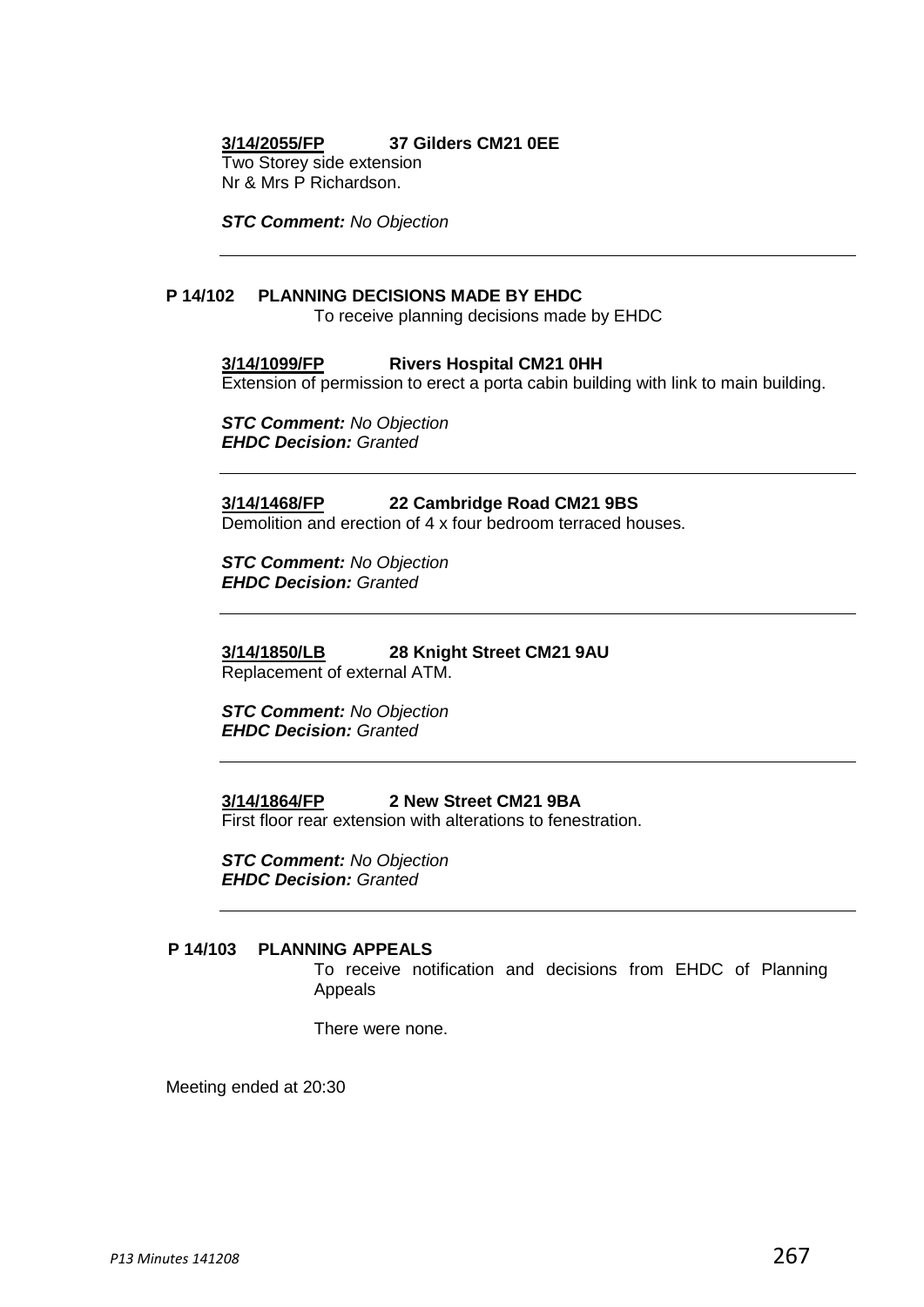**3/14/2055/FP** **37 Gilders CM21 0EE**
Two Storey side extension
Nr & Mrs P Richardson.

***STC Comment:*** *No Objection*

---

## P 14/102 PLANNING DECISIONS MADE BY EHDC

To receive planning decisions made by EHDC

**3/14/1099/FP** **Rivers Hospital CM21 0HH**
Extension of permission to erect a porta cabin building with link to main building.

***STC Comment:*** *No Objection*
***EHDC Decision:*** *Granted*

---

**3/14/1468/FP** **22 Cambridge Road CM21 9BS**
Demolition and erection of 4 x four bedroom terraced houses.

***STC Comment:*** *No Objection*
***EHDC Decision:*** *Granted*

---

**3/14/1850/LB** **28 Knight Street CM21 9AU**
Replacement of external ATM.

***STC Comment:*** *No Objection*
***EHDC Decision:*** *Granted*

---

**3/14/1864/FP** **2 New Street CM21 9BA**
First floor rear extension with alterations to fenestration.

***STC Comment:*** *No Objection*
***EHDC Decision:*** *Granted*

---

## P 14/103 PLANNING APPEALS

To receive notification and decisions from EHDC of Planning Appeals

There were none.

Meeting ended at 20:30